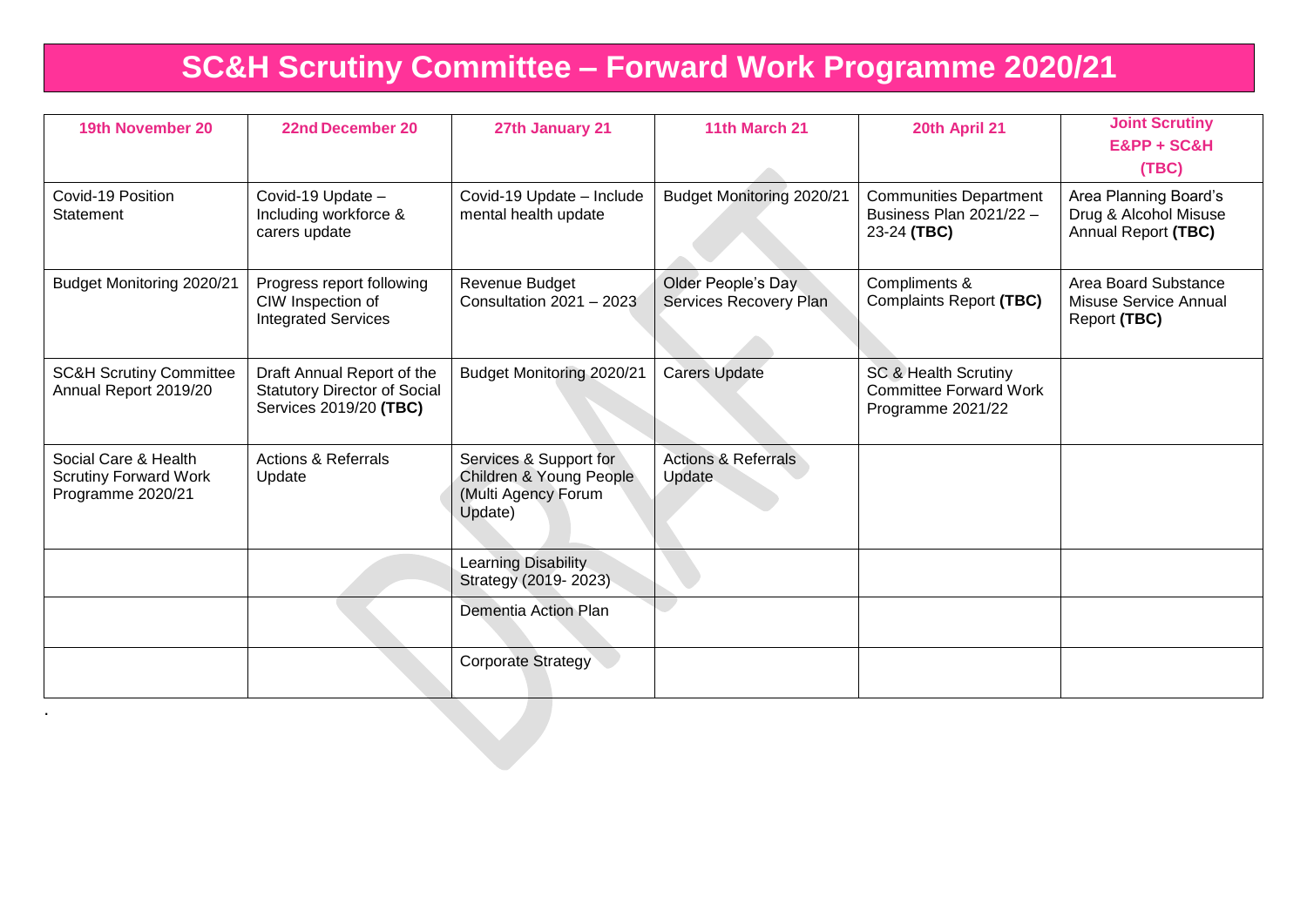# SC&H Scrutiny Committee – Forward Work Programme 2020/21

| 19th November 20 | 22nd December 20 | 27th January 21 | 11th March 21 | 20th April 21 | Joint Scrutiny E&PP + SC&H (TBC) |
|---|---|---|---|---|---|
| Covid-19 Position Statement | Covid-19 Update – Including workforce & carers update | Covid-19 Update – Include mental health update | Budget Monitoring 2020/21 | Communities Department Business Plan 2021/22 – 23-24 **(TBC)** | Area Planning Board's Drug & Alcohol Misuse Annual Report **(TBC)** |
| Budget Monitoring 2020/21 | Progress report following CIW Inspection of Integrated Services | Revenue Budget Consultation 2021 – 2023 | Older People's Day Services Recovery Plan | Compliments & Complaints Report **(TBC)** | Area Board Substance Misuse Service Annual Report **(TBC)** |
| SC&H Scrutiny Committee Annual Report 2019/20 | Draft Annual Report of the Statutory Director of Social Services 2019/20 **(TBC)** | Budget Monitoring 2020/21 | Carers Update | SC & Health Scrutiny Committee Forward Work Programme 2021/22 | |
| Social Care & Health Scrutiny Forward Work Programme 2020/21 | Actions & Referrals Update | Services & Support for Children & Young People (Multi Agency Forum Update) | Actions & Referrals Update | | |
| | | Learning Disability Strategy (2019- 2023) | | | |
| | | Dementia Action Plan | | | |
| | | Corporate Strategy | | | |

.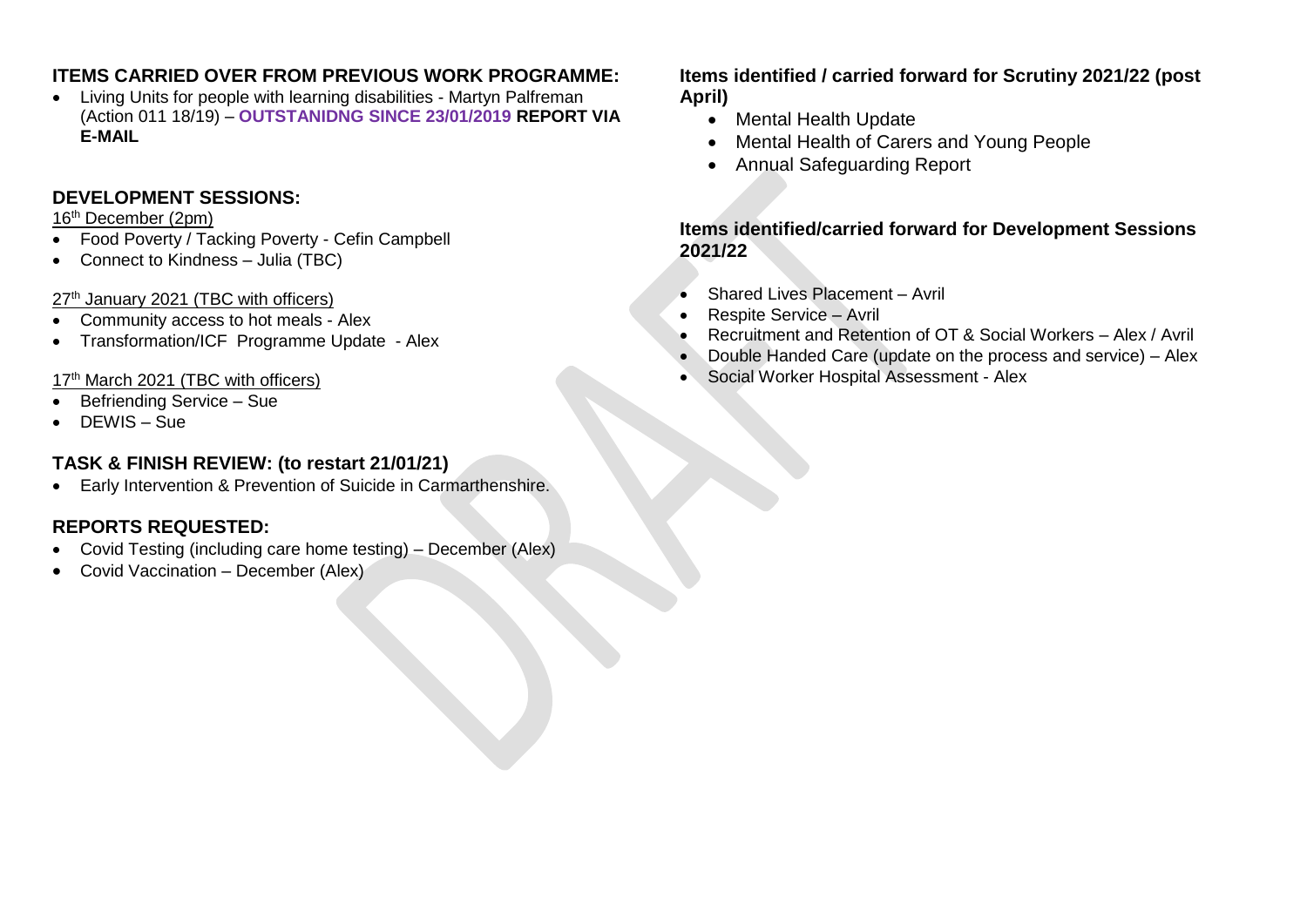## ITEMS CARRIED OVER FROM PREVIOUS WORK PROGRAMME:

- Living Units for people with learning disabilities - Martyn Palfreman (Action 011 18/19) – **OUTSTANIDNG SINCE 23/01/2019 REPORT VIA E-MAIL**

## DEVELOPMENT SESSIONS:

16th December (2pm)

- Food Poverty / Tacking Poverty - Cefin Campbell
- Connect to Kindness – Julia (TBC)

27th January 2021 (TBC with officers)

- Community access to hot meals - Alex
- Transformation/ICF Programme Update - Alex

17th March 2021 (TBC with officers)

- Befriending Service – Sue
- DEWIS – Sue

## TASK & FINISH REVIEW: (to restart 21/01/21)

- Early Intervention & Prevention of Suicide in Carmarthenshire.

## REPORTS REQUESTED:

- Covid Testing (including care home testing) – December (Alex)
- Covid Vaccination – December (Alex)

### Items identified / carried forward for Scrutiny 2021/22 (post April)

- Mental Health Update
- Mental Health of Carers and Young People
- Annual Safeguarding Report

### Items identified/carried forward for Development Sessions 2021/22

- Shared Lives Placement – Avril
- Respite Service – Avril
- Recruitment and Retention of OT & Social Workers – Alex / Avril
- Double Handed Care (update on the process and service) – Alex
- Social Worker Hospital Assessment - Alex